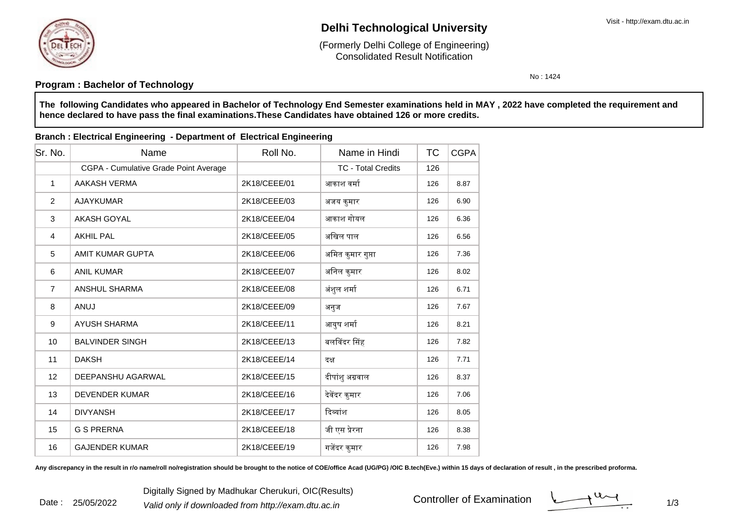# Delhi Technological University

(Formerly Delhi College of Engineering)
Consolidated Result Notification

No : 1424

**Program : Bachelor of Technology**

**The following Candidates who appeared in Bachelor of Technology End Semester examinations held in MAY , 2022 have completed the requirement and hence declared to have pass the final examinations.These Candidates have obtained 126 or more credits.**

**Branch : Electrical Engineering - Department of Electrical Engineering**

| Sr. No. | Name | Roll No. | Name in Hindi | TC | CGPA |
|---|---|---|---|---|---|
| | CGPA - Cumulative Grade Point Average | | TC - Total Credits | 126 | |
| 1 | AAKASH VERMA | 2K18/CEEE/01 | आकाश वर्मा | 126 | 8.87 |
| 2 | AJAYKUMAR | 2K18/CEEE/03 | अजय कुमार | 126 | 6.90 |
| 3 | AKASH GOYAL | 2K18/CEEE/04 | आकाश गोयल | 126 | 6.36 |
| 4 | AKHIL PAL | 2K18/CEEE/05 | अखिल पाल | 126 | 6.56 |
| 5 | AMIT KUMAR GUPTA | 2K18/CEEE/06 | अमित कुमार गुप्ता | 126 | 7.36 |
| 6 | ANIL KUMAR | 2K18/CEEE/07 | अनिल कुमार | 126 | 8.02 |
| 7 | ANSHUL SHARMA | 2K18/CEEE/08 | अंशुल शर्मा | 126 | 6.71 |
| 8 | ANUJ | 2K18/CEEE/09 | अनुज | 126 | 7.67 |
| 9 | AYUSH SHARMA | 2K18/CEEE/11 | आयुष शर्मा | 126 | 8.21 |
| 10 | BALVINDER SINGH | 2K18/CEEE/13 | बलविंदर सिंह | 126 | 7.82 |
| 11 | DAKSH | 2K18/CEEE/14 | दक्ष | 126 | 7.71 |
| 12 | DEEPANSHU AGARWAL | 2K18/CEEE/15 | दीपांशु अग्रवाल | 126 | 8.37 |
| 13 | DEVENDER KUMAR | 2K18/CEEE/16 | देवेंदर कुमार | 126 | 7.06 |
| 14 | DIVYANSH | 2K18/CEEE/17 | दिव्यांश | 126 | 8.05 |
| 15 | G S PRERNA | 2K18/CEEE/18 | जी एस प्रेरना | 126 | 8.38 |
| 16 | GAJENDER KUMAR | 2K18/CEEE/19 | गजेंदर कुमार | 126 | 7.98 |

**Any discrepancy in the result in r/o name/roll no/registration should be brought to the notice of COE/office Acad (UG/PG) /OIC B.tech(Eve.) within 15 days of declaration of result , in the prescribed proforma.**

Date : 25/05/2022

Digitally Signed by Madhukar Cherukuri, OIC(Results)

*Valid only if downloaded from http://exam.dtu.ac.in*

Controller of Examination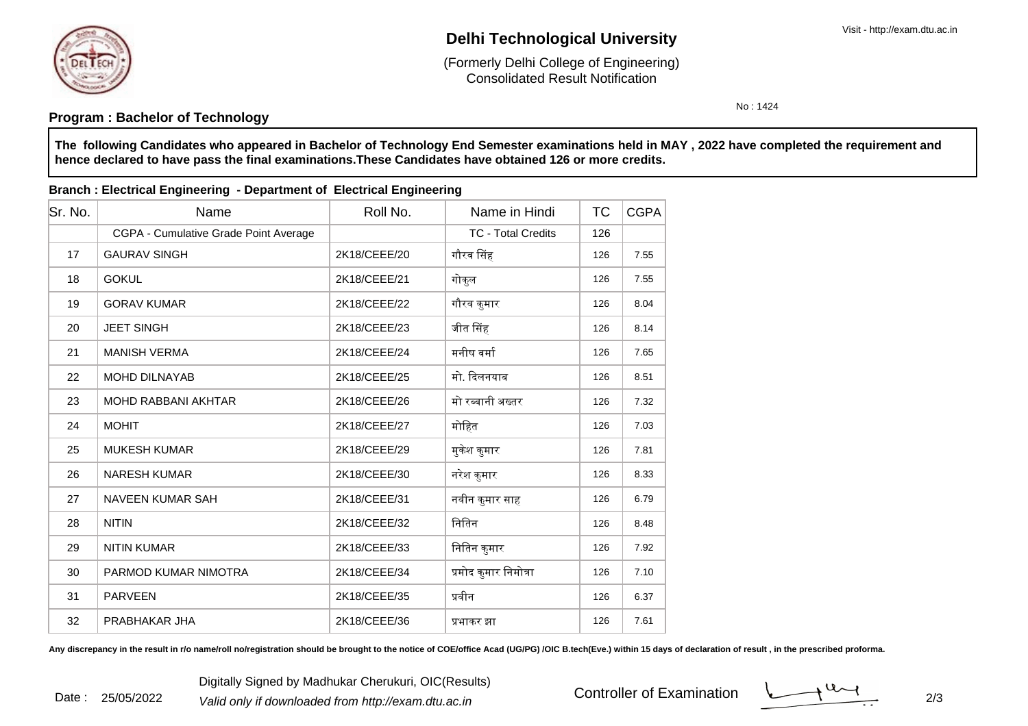# Delhi Technological University

(Formerly Delhi College of Engineering)
Consolidated Result Notification

Visit - http://exam.dtu.ac.in

No : 1424

**Program : Bachelor of Technology**

**The following Candidates who appeared in Bachelor of Technology End Semester examinations held in MAY , 2022 have completed the requirement and hence declared to have pass the final examinations.These Candidates have obtained 126 or more credits.**

**Branch : Electrical Engineering - Department of Electrical Engineering**

| Sr. No. | Name | Roll No. | Name in Hindi | TC | CGPA |
|---|---|---|---|---|---|
| | CGPA - Cumulative Grade Point Average | | TC - Total Credits | 126 | |
| 17 | GAURAV SINGH | 2K18/CEEE/20 | गौरव सिंह | 126 | 7.55 |
| 18 | GOKUL | 2K18/CEEE/21 | गोकुल | 126 | 7.55 |
| 19 | GORAV KUMAR | 2K18/CEEE/22 | गौरव कुमार | 126 | 8.04 |
| 20 | JEET SINGH | 2K18/CEEE/23 | जीत सिंह | 126 | 8.14 |
| 21 | MANISH VERMA | 2K18/CEEE/24 | मनीष वर्मा | 126 | 7.65 |
| 22 | MOHD DILNAYAB | 2K18/CEEE/25 | मो. दिलनयाब | 126 | 8.51 |
| 23 | MOHD RABBANI AKHTAR | 2K18/CEEE/26 | मो रब्बानी अख्तर | 126 | 7.32 |
| 24 | MOHIT | 2K18/CEEE/27 | मोहित | 126 | 7.03 |
| 25 | MUKESH KUMAR | 2K18/CEEE/29 | मुकेश कुमार | 126 | 7.81 |
| 26 | NARESH KUMAR | 2K18/CEEE/30 | नरेश कुमार | 126 | 8.33 |
| 27 | NAVEEN KUMAR SAH | 2K18/CEEE/31 | नवीन कुमार साह | 126 | 6.79 |
| 28 | NITIN | 2K18/CEEE/32 | नितिन | 126 | 8.48 |
| 29 | NITIN KUMAR | 2K18/CEEE/33 | नितिन कुमार | 126 | 7.92 |
| 30 | PARMOD KUMAR NIMOTRA | 2K18/CEEE/34 | प्रमोद कुमार निमोत्रा | 126 | 7.10 |
| 31 | PARVEEN | 2K18/CEEE/35 | प्रवीन | 126 | 6.37 |
| 32 | PRABHAKAR JHA | 2K18/CEEE/36 | प्रभाकर झा | 126 | 7.61 |

**Any discrepancy in the result in r/o name/roll no/registration should be brought to the notice of COE/office Acad (UG/PG) /OIC B.tech(Eve.) within 15 days of declaration of result , in the prescribed proforma.**

Date : 25/05/2022

Digitally Signed by Madhukar Cherukuri, OIC(Results)
*Valid only if downloaded from http://exam.dtu.ac.in*

Controller of Examination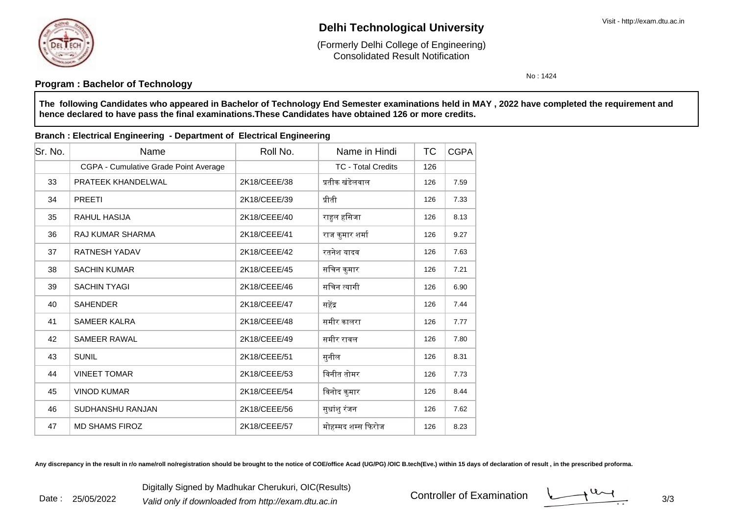# Delhi Technological University

(Formerly Delhi College of Engineering)
Consolidated Result Notification

Visit - http://exam.dtu.ac.in

No : 1424

**Program : Bachelor of Technology**

**The following Candidates who appeared in Bachelor of Technology End Semester examinations held in MAY , 2022 have completed the requirement and hence declared to have pass the final examinations.These Candidates have obtained 126 or more credits.**

**Branch : Electrical Engineering - Department of Electrical Engineering**

| Sr. No. | Name | Roll No. | Name in Hindi | TC | CGPA |
|---|---|---|---|---|---|
| | CGPA - Cumulative Grade Point Average | | TC - Total Credits | 126 | |
| 33 | PRATEEK KHANDELWAL | 2K18/CEEE/38 | प्रतीक खंडेलवाल | 126 | 7.59 |
| 34 | PREETI | 2K18/CEEE/39 | प्रीती | 126 | 7.33 |
| 35 | RAHUL HASIJA | 2K18/CEEE/40 | राहुल हसिजा | 126 | 8.13 |
| 36 | RAJ KUMAR SHARMA | 2K18/CEEE/41 | राज कुमार शर्मा | 126 | 9.27 |
| 37 | RATNESH YADAV | 2K18/CEEE/42 | रतनेश यादव | 126 | 7.63 |
| 38 | SACHIN KUMAR | 2K18/CEEE/45 | सचिन कुमार | 126 | 7.21 |
| 39 | SACHIN TYAGI | 2K18/CEEE/46 | सचिन त्यागी | 126 | 6.90 |
| 40 | SAHENDER | 2K18/CEEE/47 | सहेंद्र | 126 | 7.44 |
| 41 | SAMEER KALRA | 2K18/CEEE/48 | समीर कालरा | 126 | 7.77 |
| 42 | SAMEER RAWAL | 2K18/CEEE/49 | समीर रावल | 126 | 7.80 |
| 43 | SUNIL | 2K18/CEEE/51 | सुनील | 126 | 8.31 |
| 44 | VINEET TOMAR | 2K18/CEEE/53 | विनीत तोमर | 126 | 7.73 |
| 45 | VINOD KUMAR | 2K18/CEEE/54 | विनोद कुमार | 126 | 8.44 |
| 46 | SUDHANSHU RANJAN | 2K18/CEEE/56 | सुधांशु रंजन | 126 | 7.62 |
| 47 | MD SHAMS FIROZ | 2K18/CEEE/57 | मोहम्मद शम्स फिरोज | 126 | 8.23 |

**Any discrepancy in the result in r/o name/roll no/registration should be brought to the notice of COE/office Acad (UG/PG) /OIC B.tech(Eve.) within 15 days of declaration of result , in the prescribed proforma.**

Date : 25/05/2022

Digitally Signed by Madhukar Cherukuri, OIC(Results)

*Valid only if downloaded from http://exam.dtu.ac.in*

Controller of Examination